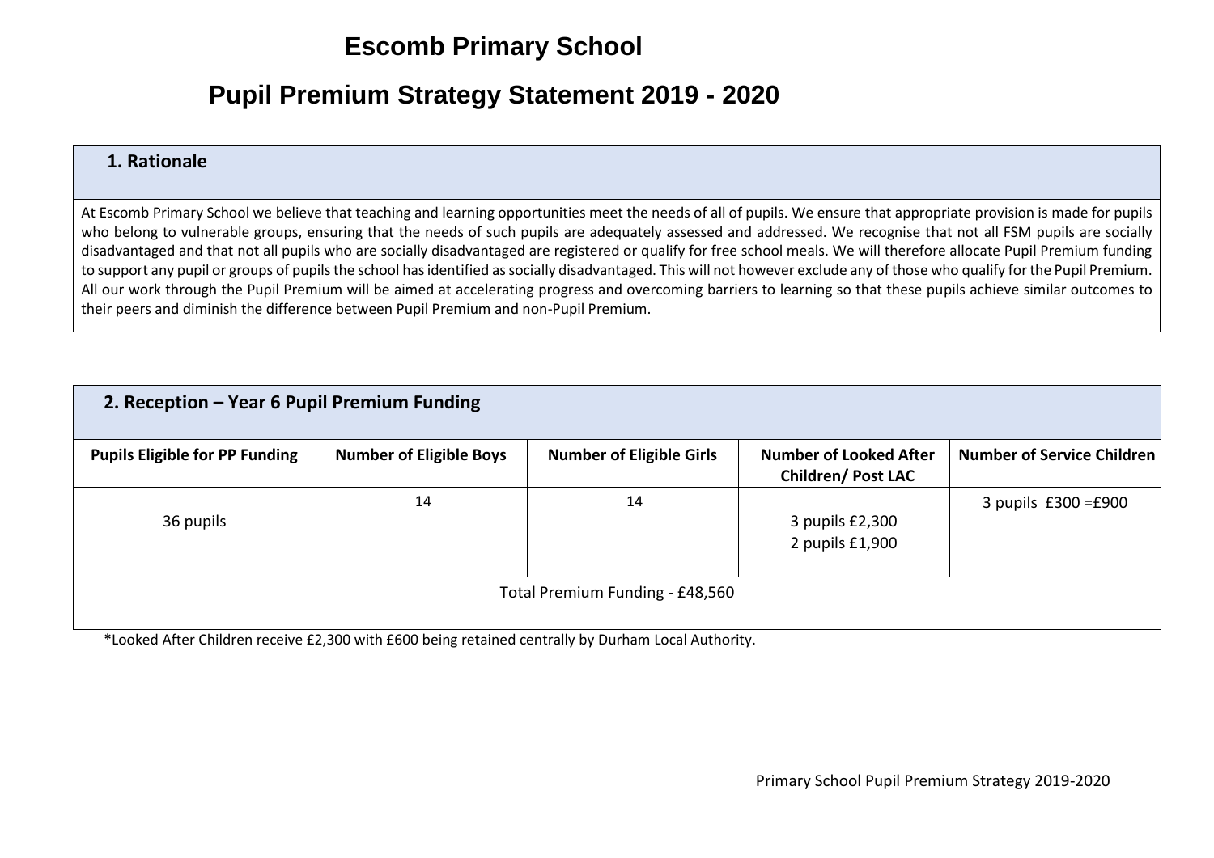# Escomb Primary School

# Pupil Premium Strategy Statement 2019 - 2020

| **1. Rationale** |
|---|
| At Escomb Primary School we believe that teaching and learning opportunities meet the needs of all of pupils. We ensure that appropriate provision is made for pupils who belong to vulnerable groups, ensuring that the needs of such pupils are adequately assessed and addressed. We recognise that not all FSM pupils are socially disadvantaged and that not all pupils who are socially disadvantaged are registered or qualify for free school meals. We will therefore allocate Pupil Premium funding to support any pupil or groups of pupils the school has identified as socially disadvantaged. This will not however exclude any of those who qualify for the Pupil Premium. All our work through the Pupil Premium will be aimed at accelerating progress and overcoming barriers to learning so that these pupils achieve similar outcomes to their peers and diminish the difference between Pupil Premium and non-Pupil Premium. |

| **2. Reception – Year 6 Pupil Premium Funding** | | | | |
|---|---|---|---|---|
| **Pupils Eligible for PP Funding** | **Number of Eligible Boys** | **Number of Eligible Girls** | **Number of Looked After Children/ Post LAC** | **Number of Service Children** |
| 36 pupils | 14 | 14 | 3 pupils £2,300<br>2 pupils £1,900 | 3 pupils £300 =£900 |
| Total Premium Funding - £48,560 | | | | |

**\***Looked After Children receive £2,300 with £600 being retained centrally by Durham Local Authority.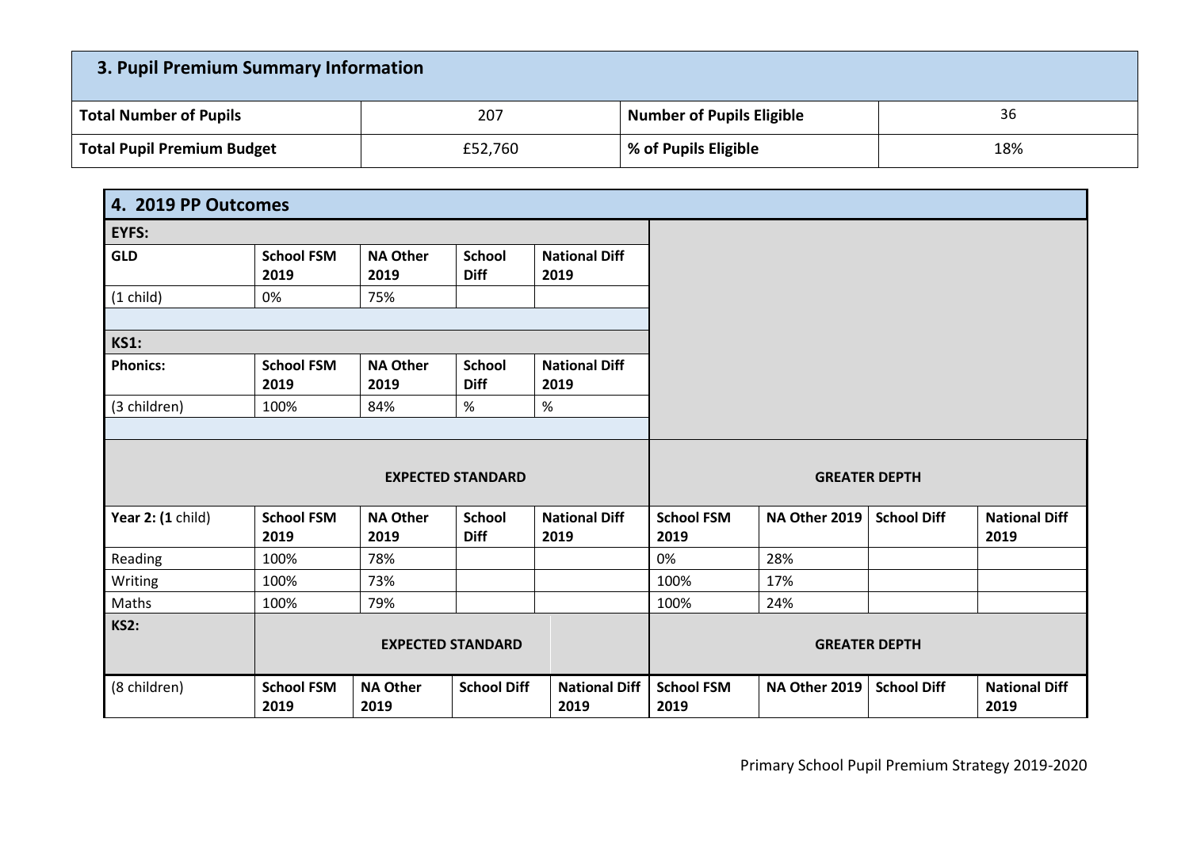| **3. Pupil Premium Summary Information** | | | |
|---|---|---|---|
| **Total Number of Pupils** | 207 | **Number of Pupils Eligible** | 36 |
| **Total Pupil Premium Budget** | £52,760 | **% of Pupils Eligible** | 18% |

| **4. 2019 PP Outcomes** | | | | | | | | |
|---|---|---|---|---|---|---|---|---|
| **EYFS:** | | | | | | | | |
| **GLD** | **School FSM 2019** | **NA Other 2019** | **School Diff** | **National Diff 2019** | | | | |
| (1 child) | 0% | 75% | | | | | | |
| | | | | | | | | |
| **KS1:** | | | | | | | | |
| **Phonics:** | **School FSM 2019** | **NA Other 2019** | **School Diff** | **National Diff 2019** | | | | |
| (3 children) | 100% | 84% | % | % | | | | |
| | | | | | | | | |
| | **EXPECTED STANDARD** | | | | **GREATER DEPTH** | | | |
| **Year 2: (1** child) | **School FSM 2019** | **NA Other 2019** | **School Diff** | **National Diff 2019** | **School FSM 2019** | **NA Other 2019** | **School Diff** | **National Diff 2019** |
| Reading | 100% | 78% | | | 0% | 28% | | |
| Writing | 100% | 73% | | | 100% | 17% | | |
| Maths | 100% | 79% | | | 100% | 24% | | |
| **KS2:** | **EXPECTED STANDARD** | | | | **GREATER DEPTH** | | | |
| (8 children) | **School FSM 2019** | **NA Other 2019** | **School Diff** | **National Diff 2019** | **School FSM 2019** | **NA Other 2019** | **School Diff** | **National Diff 2019** |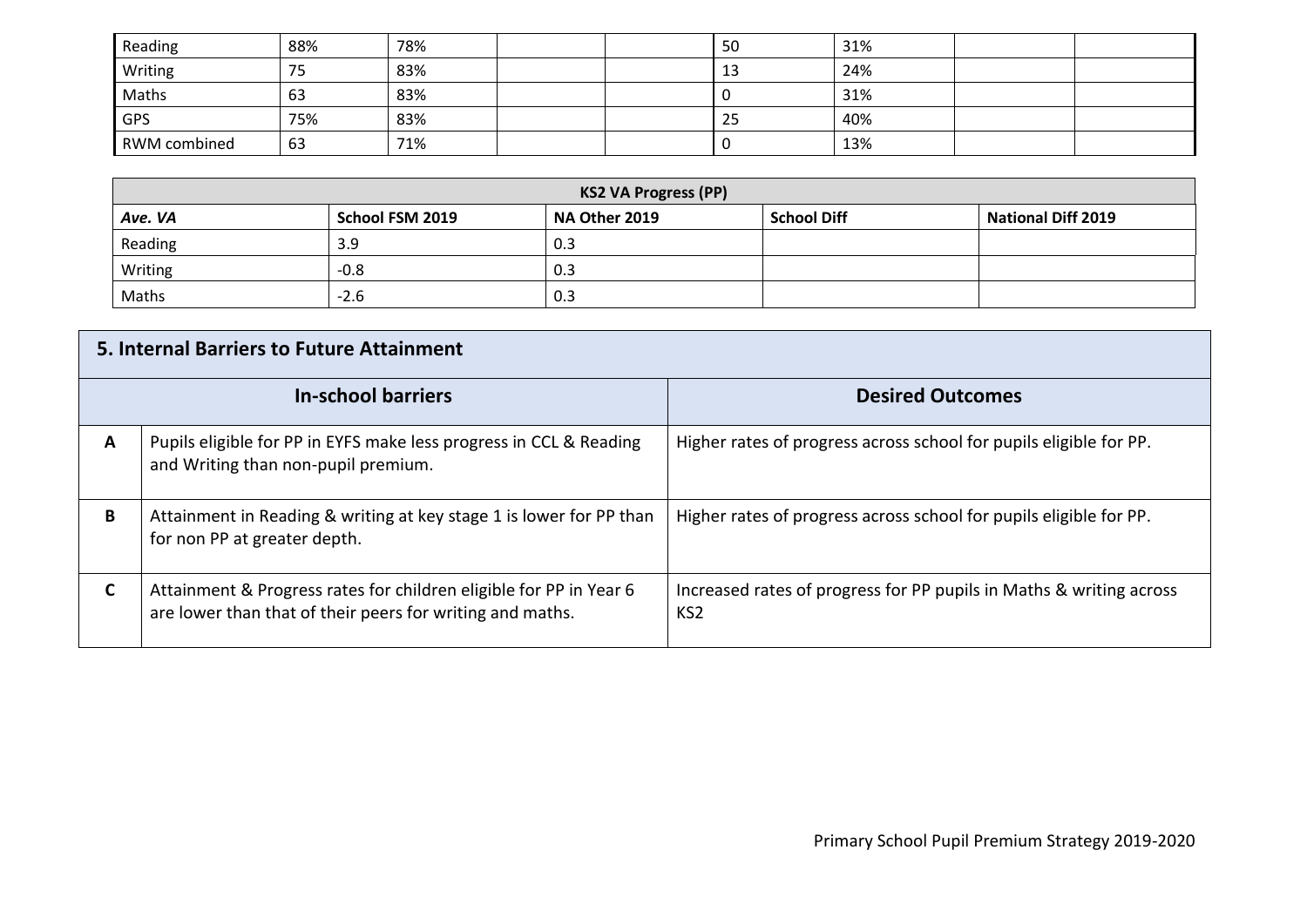| Reading | 88% | 78% | | | 50 | 31% | | |
|---|---|---|---|---|---|---|---|---|
| Writing | 75 | 83% | | | 13 | 24% | | |
| Maths | 63 | 83% | | | 0 | 31% | | |
| GPS | 75% | 83% | | | 25 | 40% | | |
| RWM combined | 63 | 71% | | | 0 | 13% | | |

| KS2 VA Progress (PP) | | | | |
|---|---|---|---|---|
| ***Ave. VA*** | **School FSM 2019** | **NA Other 2019** | **School Diff** | **National Diff 2019** |
| Reading | 3.9 | 0.3 | | |
| Writing | -0.8 | 0.3 | | |
| Maths | -2.6 | 0.3 | | |

## 5. Internal Barriers to Future Attainment

| | In-school barriers | Desired Outcomes |
|---|---|---|
| **A** | Pupils eligible for PP in EYFS make less progress in CCL & Reading and Writing than non-pupil premium. | Higher rates of progress across school for pupils eligible for PP. |
| **B** | Attainment in Reading & writing at key stage 1 is lower for PP than for non PP at greater depth. | Higher rates of progress across school for pupils eligible for PP. |
| **C** | Attainment & Progress rates for children eligible for PP in Year 6 are lower than that of their peers for writing and maths. | Increased rates of progress for PP pupils in Maths & writing across KS2 |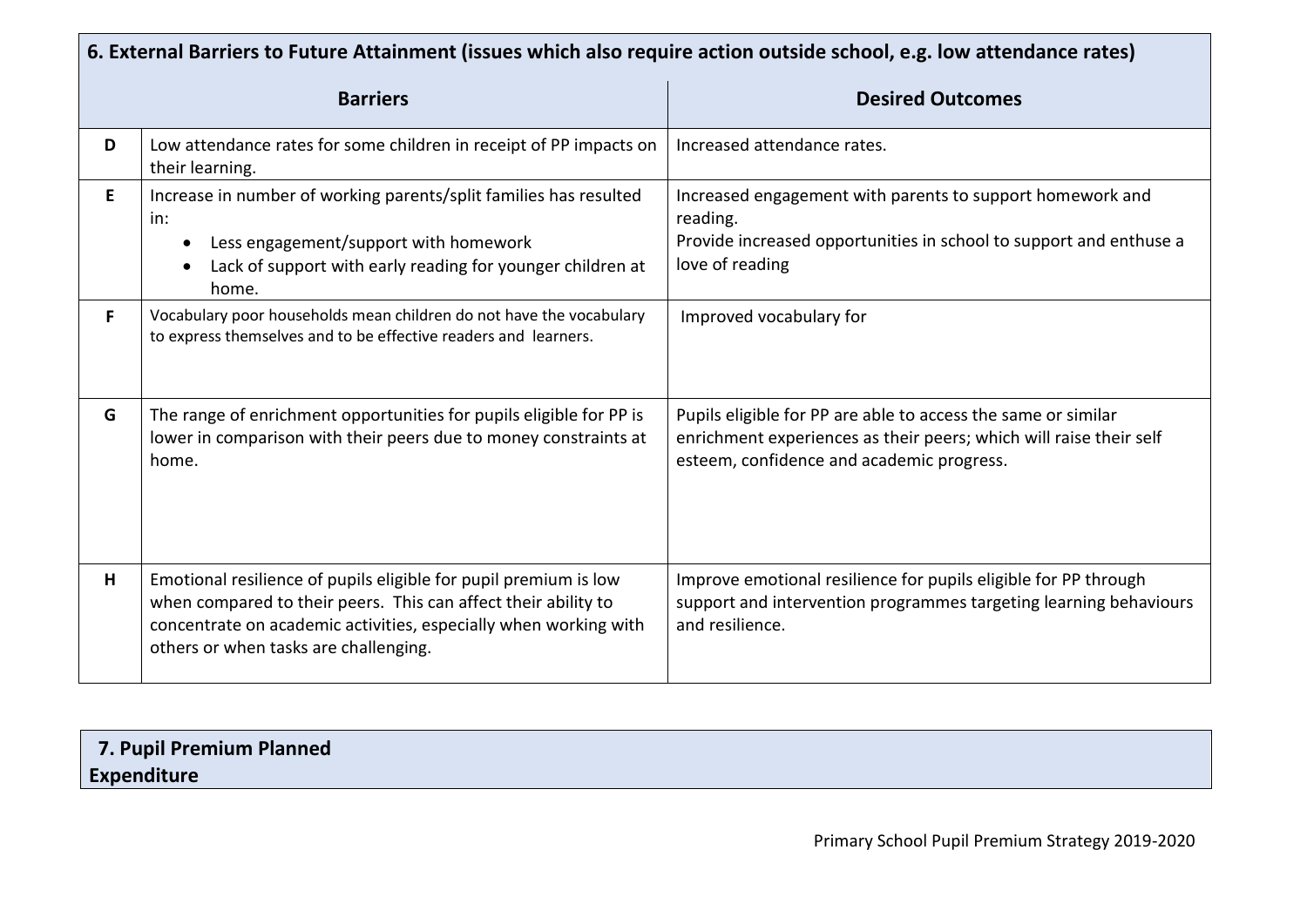| 6. External Barriers to Future Attainment (issues which also require action outside school, e.g. low attendance rates) | | |
|---|---|---|
| | **Barriers** | **Desired Outcomes** |
| **D** | Low attendance rates for some children in receipt of PP impacts on their learning. | Increased attendance rates. |
| **E** | Increase in number of working parents/split families has resulted in:<br>• Less engagement/support with homework<br>• Lack of support with early reading for younger children at home. | Increased engagement with parents to support homework and reading.<br>Provide increased opportunities in school to support and enthuse a love of reading |
| **F** | Vocabulary poor households mean children do not have the vocabulary to express themselves and to be effective readers and learners. | Improved vocabulary for |
| **G** | The range of enrichment opportunities for pupils eligible for PP is lower in comparison with their peers due to money constraints at home. | Pupils eligible for PP are able to access the same or similar enrichment experiences as their peers; which will raise their self esteem, confidence and academic progress. |
| **H** | Emotional resilience of pupils eligible for pupil premium is low when compared to their peers. This can affect their ability to concentrate on academic activities, especially when working with others or when tasks are challenging. | Improve emotional resilience for pupils eligible for PP through support and intervention programmes targeting learning behaviours and resilience. |

## 7. Pupil Premium Planned Expenditure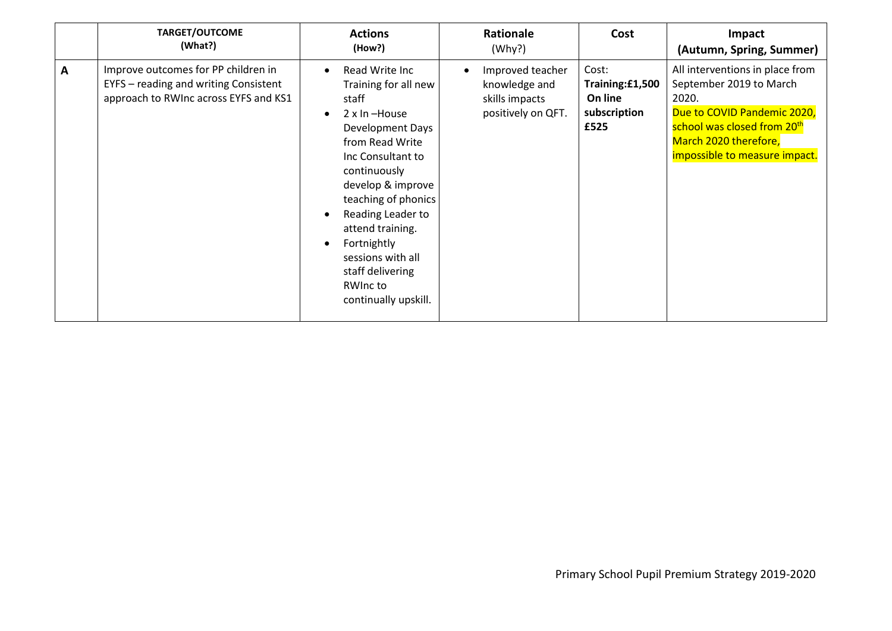|  | **TARGET/OUTCOME (What?)** | **Actions (How?)** | **Rationale (Why?)** | **Cost** | **Impact (Autumn, Spring, Summer)** |
|---|---|---|---|---|---|
| **A** | Improve outcomes for PP children in EYFS – reading and writing Consistent approach to RWInc across EYFS and KS1 | • Read Write Inc Training for all new staff<br>• 2 x In –House Development Days from Read Write Inc Consultant to continuously develop & improve teaching of phonics<br>• Reading Leader to attend training.<br>• Fortnightly sessions with all staff delivering RWInc to continually upskill. | • Improved teacher knowledge and skills impacts positively on QFT. | Cost: **Training:£1,500 On line subscription £525** | All interventions in place from September 2019 to March 2020. Due to COVID Pandemic 2020, school was closed from 20th March 2020 therefore, impossible to measure impact. |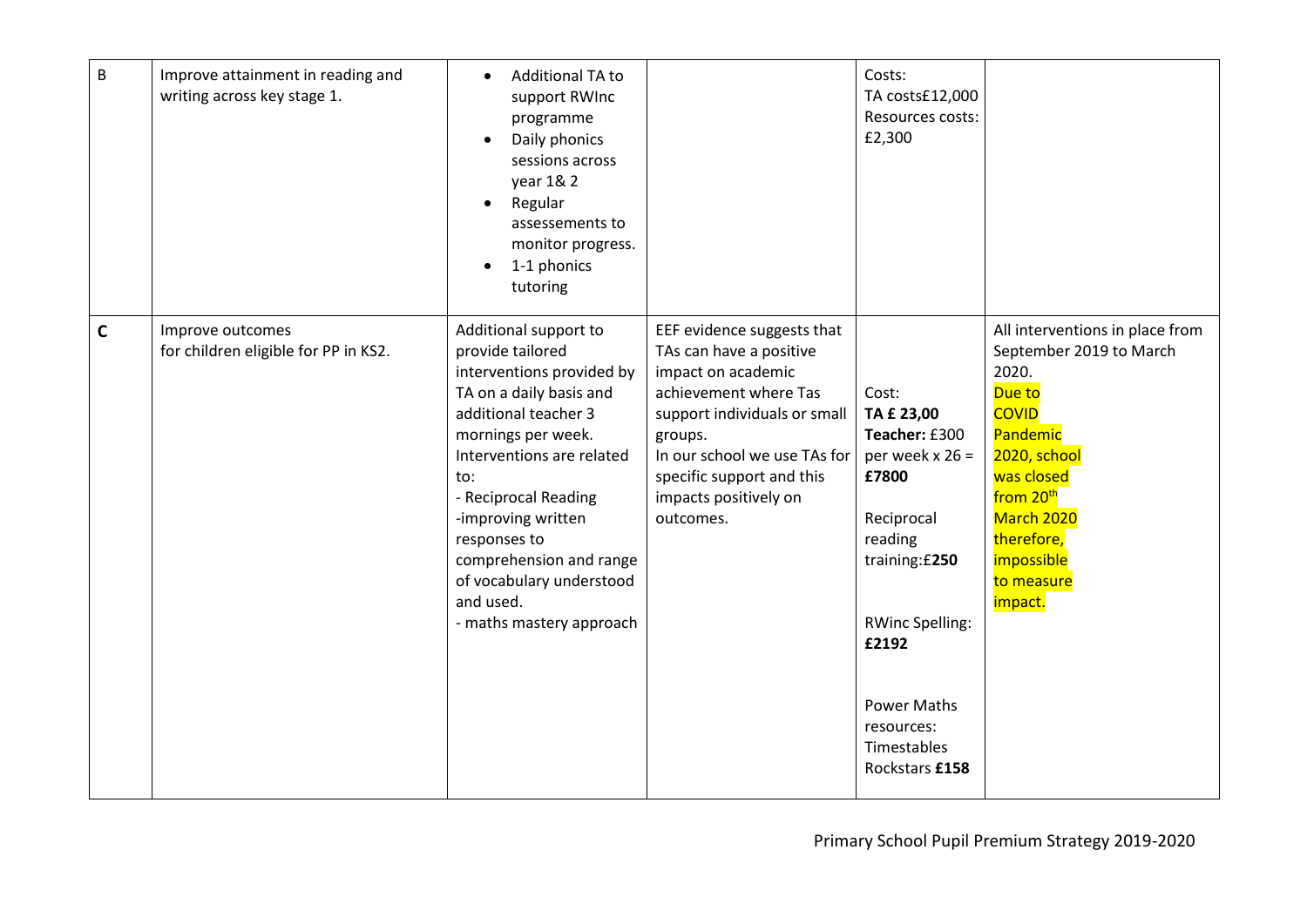| B | Improve attainment in reading and writing across key stage 1. | • Additional TA to support RWInc programme<br>• Daily phonics sessions across year 1& 2<br>• Regular assessements to monitor progress.<br>• 1-1 phonics tutoring | | Costs:<br>TA costs£12,000<br>Resources costs: £2,300 | |
|---|---|---|---|---|---|
| **C** | Improve outcomes for children eligible for PP in KS2. | Additional support to provide tailored interventions provided by TA on a daily basis and additional teacher 3 mornings per week.<br>Interventions are related to:<br>- Reciprocal Reading<br>-improving written responses to comprehension and range of vocabulary understood and used.<br>- maths mastery approach | EEF evidence suggests that TAs can have a positive impact on academic achievement where Tas support individuals or small groups.<br>In our school we use TAs for specific support and this impacts positively on outcomes. | Cost:<br>**TA £ 23,00**<br>**Teacher:** £300 per week x 26 = **£7800**<br><br>Reciprocal reading training:£**250**<br><br>RWinc Spelling: **£2192**<br><br>Power Maths resources: Timestables Rockstars **£158** | All interventions in place from September 2019 to March 2020.<br>Due to COVID Pandemic 2020, school was closed from 20th March 2020 therefore, impossible to measure impact. |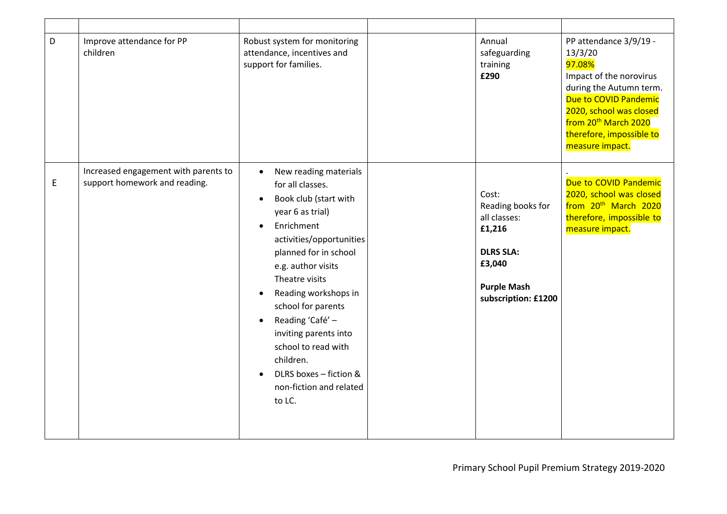| | | | | | |
|---|---|---|---|---|---|
| D | Improve attendance for PP children | Robust system for monitoring attendance, incentives and support for families. | | Annual safeguarding training **£290** | PP attendance 3/9/19 - 13/3/20 97.08% Impact of the norovirus during the Autumn term. Due to COVID Pandemic 2020, school was closed from 20th March 2020 therefore, impossible to measure impact. |
| E | Increased engagement with parents to support homework and reading. | • New reading materials for all classes. <br>• Book club (start with year 6 as trial) <br>• Enrichment activities/opportunities planned for in school e.g. author visits Theatre visits <br>• Reading workshops in school for parents <br>• Reading 'Café' – inviting parents into school to read with children. <br>• DLRS boxes – fiction & non-fiction and related to LC. | | Cost: Reading books for all classes: **£1,216** <br><br>**DLRS SLA: £3,040** <br><br>**Purple Mash subscription: £1200** | . Due to COVID Pandemic 2020, school was closed from 20th March 2020 therefore, impossible to measure impact. |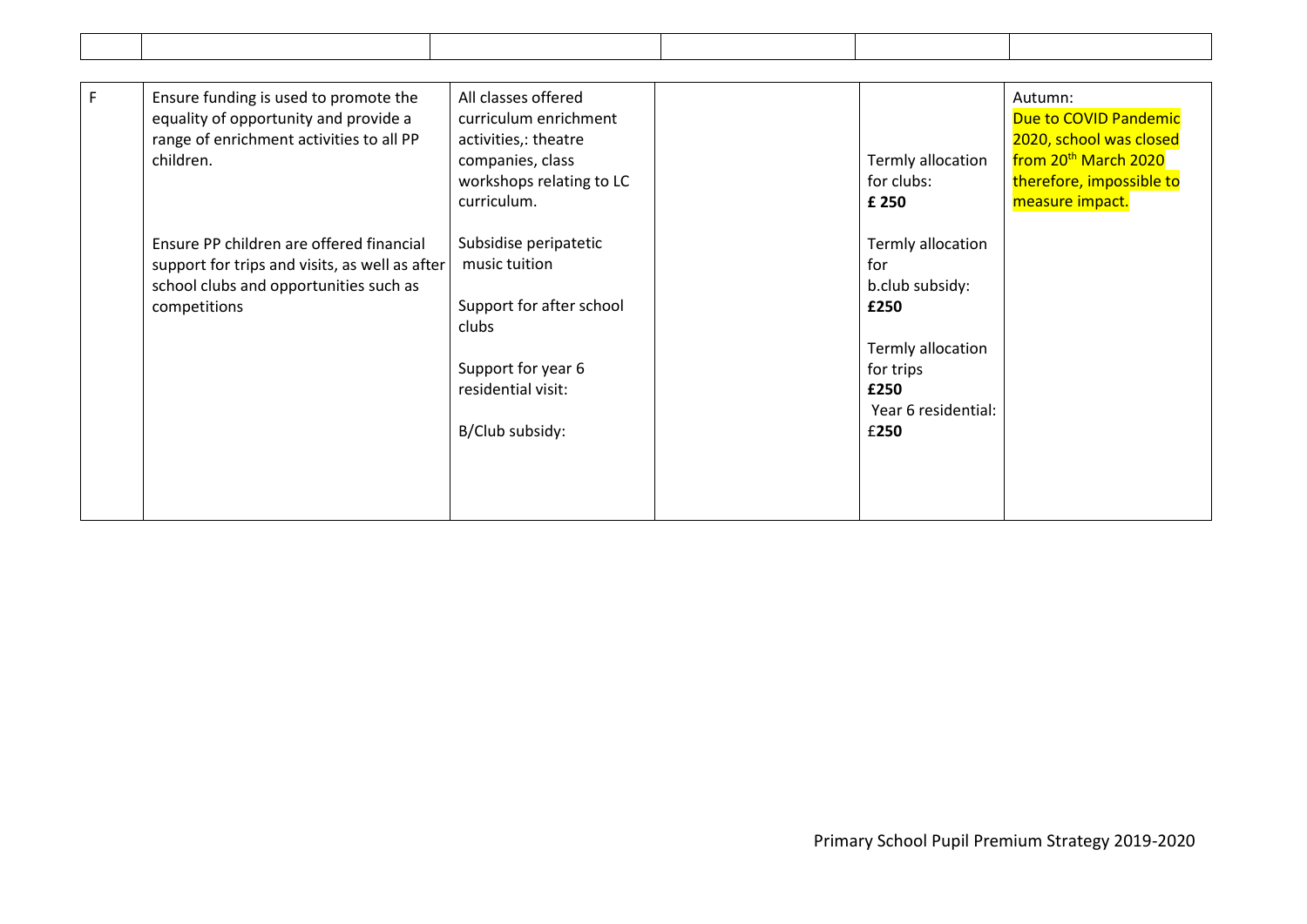| | | | | | |
|---|---|---|---|---|---|

| F | Ensure funding is used to promote the equality of opportunity and provide a range of enrichment activities to all PP children.<br><br>Ensure PP children are offered financial support for trips and visits, as well as after school clubs and opportunities such as competitions | All classes offered curriculum enrichment activities,: theatre companies, class workshops relating to LC curriculum.<br><br>Subsidise peripatetic music tuition<br><br>Support for after school clubs<br><br>Support for year 6 residential visit:<br><br>B/Club subsidy: | | Termly allocation for clubs: **£ 250**<br><br>Termly allocation for b.club subsidy: **£250**<br><br>Termly allocation for trips **£250**<br>Year 6 residential: £**250** | Autumn:<br>Due to COVID Pandemic 2020, school was closed from 20th March 2020 therefore, impossible to measure impact. |
|---|---|---|---|---|---|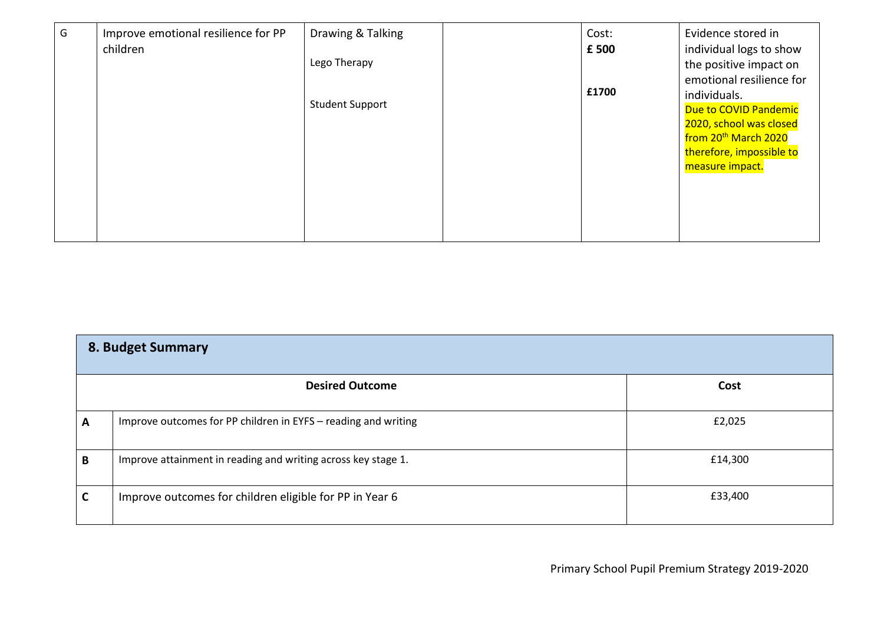| G | Improve emotional resilience for PP children | Drawing & Talking<br><br>Lego Therapy<br><br>Student Support | | Cost:<br>**£ 500**<br><br>**£1700** | Evidence stored in individual logs to show the positive impact on emotional resilience for individuals.<br>Due to COVID Pandemic 2020, school was closed from 20th March 2020 therefore, impossible to measure impact. |
|---|---|---|---|---|---|

## 8. Budget Summary

| | Desired Outcome | Cost |
|---|---|---|
| **A** | Improve outcomes for PP children in EYFS – reading and writing | £2,025 |
| **B** | Improve attainment in reading and writing across key stage 1. | £14,300 |
| **C** | Improve outcomes for children eligible for PP in Year 6 | £33,400 |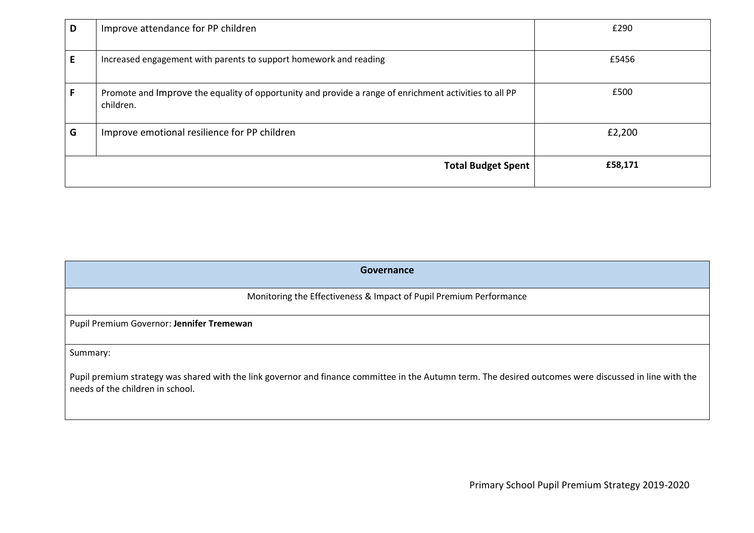| | | |
|---|---|---|
| **D** | Improve attendance for PP children | £290 |
| **E** | Increased engagement with parents to support homework and reading | £5456 |
| **F** | Promote and Improve the equality of opportunity and provide a range of enrichment activities to all PP children. | £500 |
| **G** | Improve emotional resilience for PP children | £2,200 |
| | **Total Budget Spent** | **£58,171** |

| **Governance** |
|---|
| Monitoring the Effectiveness & Impact of Pupil Premium Performance |
| Pupil Premium Governor: **Jennifer Tremewan** |
| Summary:<br><br>Pupil premium strategy was shared with the link governor and finance committee in the Autumn term. The desired outcomes were discussed in line with the needs of the children in school. |